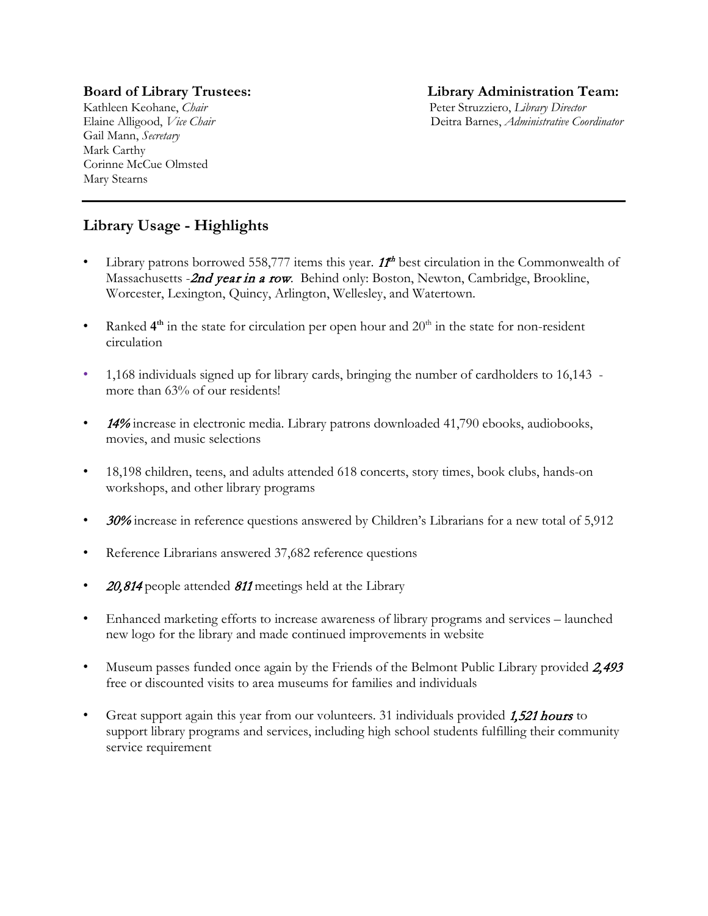**Board of Library Trustees:**
Kathleen Keohane, *Chair*
Elaine Alligood, *Vice Chair*
Gail Mann, *Secretary*
Mark Carthy
Corinne McCue Olmsted
Mary Stearns

**Library Administration Team:**
Peter Struzziero, *Library Director*
Deitra Barnes, *Administrative Coordinator*

---

## Library Usage - Highlights

- Library patrons borrowed 558,777 items this year. ***11th*** best circulation in the Commonwealth of Massachusetts -*2nd year in a row*. Behind only: Boston, Newton, Cambridge, Brookline, Worcester, Lexington, Quincy, Arlington, Wellesley, and Watertown.

- Ranked **4th** in the state for circulation per open hour and 20th in the state for non-resident circulation

- 1,168 individuals signed up for library cards, bringing the number of cardholders to 16,143 - more than 63% of our residents!

- ***14%*** increase in electronic media. Library patrons downloaded 41,790 ebooks, audiobooks, movies, and music selections

- 18,198 children, teens, and adults attended 618 concerts, story times, book clubs, hands-on workshops, and other library programs

- ***30%*** increase in reference questions answered by Children's Librarians for a new total of 5,912

- Reference Librarians answered 37,682 reference questions

- *20,814* people attended *811* meetings held at the Library

- Enhanced marketing efforts to increase awareness of library programs and services – launched new logo for the library and made continued improvements in website

- Museum passes funded once again by the Friends of the Belmont Public Library provided *2,493* free or discounted visits to area museums for families and individuals

- Great support again this year from our volunteers. 31 individuals provided *1,521 hours* to support library programs and services, including high school students fulfilling their community service requirement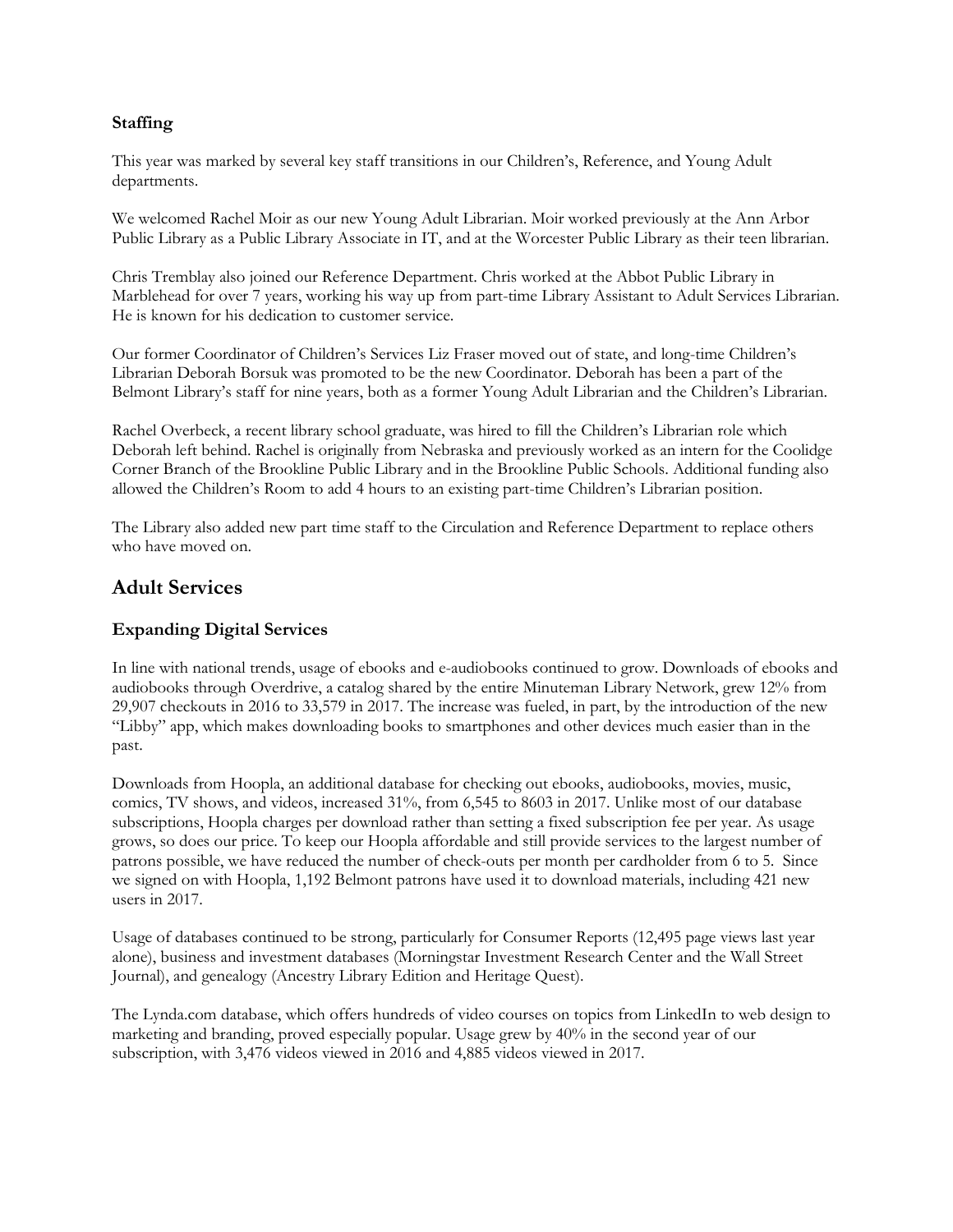### Staffing

This year was marked by several key staff transitions in our Children's, Reference, and Young Adult departments.

We welcomed Rachel Moir as our new Young Adult Librarian. Moir worked previously at the Ann Arbor Public Library as a Public Library Associate in IT, and at the Worcester Public Library as their teen librarian.

Chris Tremblay also joined our Reference Department. Chris worked at the Abbot Public Library in Marblehead for over 7 years, working his way up from part-time Library Assistant to Adult Services Librarian. He is known for his dedication to customer service.

Our former Coordinator of Children's Services Liz Fraser moved out of state, and long-time Children's Librarian Deborah Borsuk was promoted to be the new Coordinator. Deborah has been a part of the Belmont Library's staff for nine years, both as a former Young Adult Librarian and the Children's Librarian.

Rachel Overbeck, a recent library school graduate, was hired to fill the Children's Librarian role which Deborah left behind. Rachel is originally from Nebraska and previously worked as an intern for the Coolidge Corner Branch of the Brookline Public Library and in the Brookline Public Schools. Additional funding also allowed the Children's Room to add 4 hours to an existing part-time Children's Librarian position.

The Library also added new part time staff to the Circulation and Reference Department to replace others who have moved on.

## Adult Services

### Expanding Digital Services

In line with national trends, usage of ebooks and e-audiobooks continued to grow. Downloads of ebooks and audiobooks through Overdrive, a catalog shared by the entire Minuteman Library Network, grew 12% from 29,907 checkouts in 2016 to 33,579 in 2017. The increase was fueled, in part, by the introduction of the new "Libby" app, which makes downloading books to smartphones and other devices much easier than in the past.

Downloads from Hoopla, an additional database for checking out ebooks, audiobooks, movies, music, comics, TV shows, and videos, increased 31%, from 6,545 to 8603 in 2017. Unlike most of our database subscriptions, Hoopla charges per download rather than setting a fixed subscription fee per year. As usage grows, so does our price. To keep our Hoopla affordable and still provide services to the largest number of patrons possible, we have reduced the number of check-outs per month per cardholder from 6 to 5. Since we signed on with Hoopla, 1,192 Belmont patrons have used it to download materials, including 421 new users in 2017.

Usage of databases continued to be strong, particularly for Consumer Reports (12,495 page views last year alone), business and investment databases (Morningstar Investment Research Center and the Wall Street Journal), and genealogy (Ancestry Library Edition and Heritage Quest).

The Lynda.com database, which offers hundreds of video courses on topics from LinkedIn to web design to marketing and branding, proved especially popular. Usage grew by 40% in the second year of our subscription, with 3,476 videos viewed in 2016 and 4,885 videos viewed in 2017.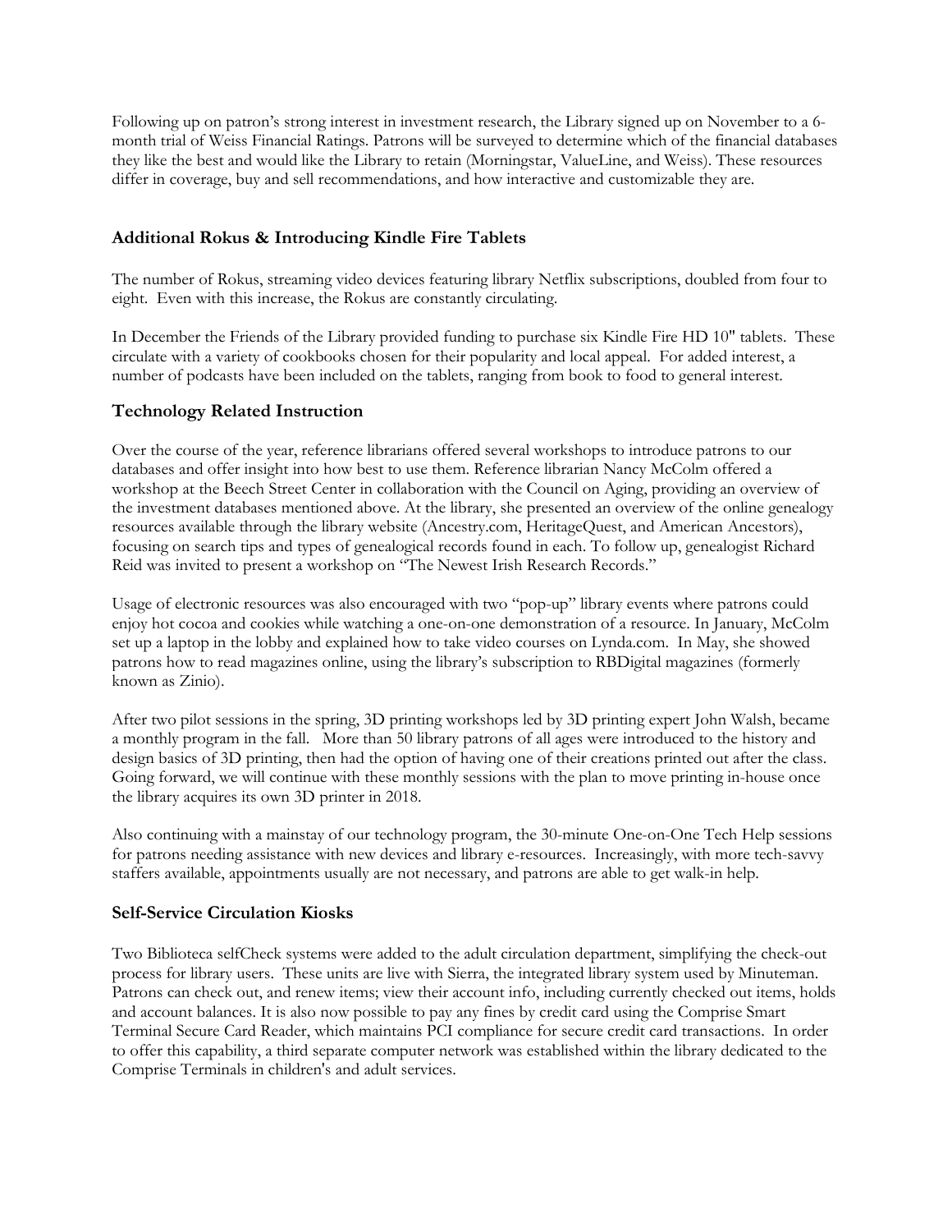Following up on patron's strong interest in investment research, the Library signed up on November to a 6-month trial of Weiss Financial Ratings. Patrons will be surveyed to determine which of the financial databases they like the best and would like the Library to retain (Morningstar, ValueLine, and Weiss). These resources differ in coverage, buy and sell recommendations, and how interactive and customizable they are.

## Additional Rokus & Introducing Kindle Fire Tablets

The number of Rokus, streaming video devices featuring library Netflix subscriptions, doubled from four to eight. Even with this increase, the Rokus are constantly circulating.

In December the Friends of the Library provided funding to purchase six Kindle Fire HD 10" tablets. These circulate with a variety of cookbooks chosen for their popularity and local appeal. For added interest, a number of podcasts have been included on the tablets, ranging from book to food to general interest.

## Technology Related Instruction

Over the course of the year, reference librarians offered several workshops to introduce patrons to our databases and offer insight into how best to use them. Reference librarian Nancy McColm offered a workshop at the Beech Street Center in collaboration with the Council on Aging, providing an overview of the investment databases mentioned above. At the library, she presented an overview of the online genealogy resources available through the library website (Ancestry.com, HeritageQuest, and American Ancestors), focusing on search tips and types of genealogical records found in each. To follow up, genealogist Richard Reid was invited to present a workshop on "The Newest Irish Research Records."

Usage of electronic resources was also encouraged with two "pop-up" library events where patrons could enjoy hot cocoa and cookies while watching a one-on-one demonstration of a resource. In January, McColm set up a laptop in the lobby and explained how to take video courses on Lynda.com. In May, she showed patrons how to read magazines online, using the library's subscription to RBDigital magazines (formerly known as Zinio).

After two pilot sessions in the spring, 3D printing workshops led by 3D printing expert John Walsh, became a monthly program in the fall. More than 50 library patrons of all ages were introduced to the history and design basics of 3D printing, then had the option of having one of their creations printed out after the class. Going forward, we will continue with these monthly sessions with the plan to move printing in-house once the library acquires its own 3D printer in 2018.

Also continuing with a mainstay of our technology program, the 30-minute One-on-One Tech Help sessions for patrons needing assistance with new devices and library e-resources. Increasingly, with more tech-savvy staffers available, appointments usually are not necessary, and patrons are able to get walk-in help.

## Self-Service Circulation Kiosks

Two Biblioteca selfCheck systems were added to the adult circulation department, simplifying the check-out process for library users. These units are live with Sierra, the integrated library system used by Minuteman. Patrons can check out, and renew items; view their account info, including currently checked out items, holds and account balances. It is also now possible to pay any fines by credit card using the Comprise Smart Terminal Secure Card Reader, which maintains PCI compliance for secure credit card transactions. In order to offer this capability, a third separate computer network was established within the library dedicated to the Comprise Terminals in children's and adult services.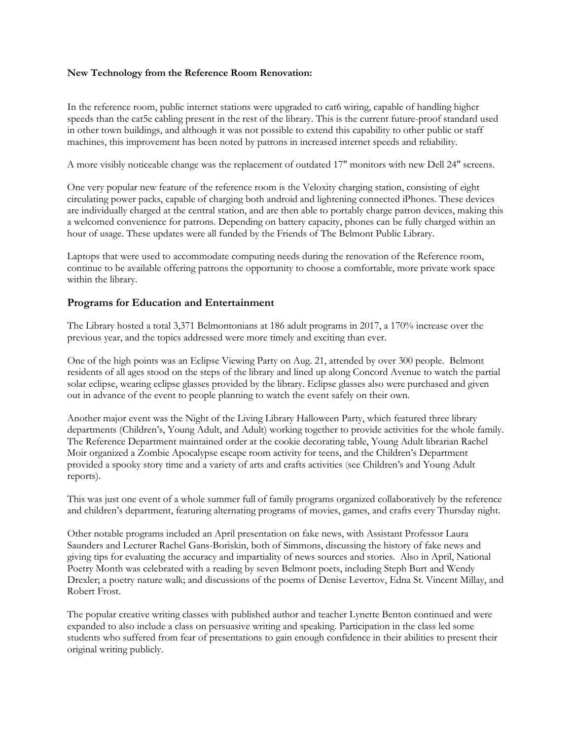**New Technology from the Reference Room Renovation:**

In the reference room, public internet stations were upgraded to cat6 wiring, capable of handling higher speeds than the cat5e cabling present in the rest of the library. This is the current future-proof standard used in other town buildings, and although it was not possible to extend this capability to other public or staff machines, this improvement has been noted by patrons in increased internet speeds and reliability.

A more visibly noticeable change was the replacement of outdated 17" monitors with new Dell 24" screens.

One very popular new feature of the reference room is the Veloxity charging station, consisting of eight circulating power packs, capable of charging both android and lightening connected iPhones. These devices are individually charged at the central station, and are then able to portably charge patron devices, making this a welcomed convenience for patrons. Depending on battery capacity, phones can be fully charged within an hour of usage. These updates were all funded by the Friends of The Belmont Public Library.

Laptops that were used to accommodate computing needs during the renovation of the Reference room, continue to be available offering patrons the opportunity to choose a comfortable, more private work space within the library.

## Programs for Education and Entertainment

The Library hosted a total 3,371 Belmontonians at 186 adult programs in 2017, a 170% increase over the previous year, and the topics addressed were more timely and exciting than ever.

One of the high points was an Eclipse Viewing Party on Aug. 21, attended by over 300 people. Belmont residents of all ages stood on the steps of the library and lined up along Concord Avenue to watch the partial solar eclipse, wearing eclipse glasses provided by the library. Eclipse glasses also were purchased and given out in advance of the event to people planning to watch the event safely on their own.

Another major event was the Night of the Living Library Halloween Party, which featured three library departments (Children's, Young Adult, and Adult) working together to provide activities for the whole family. The Reference Department maintained order at the cookie decorating table, Young Adult librarian Rachel Moir organized a Zombie Apocalypse escape room activity for teens, and the Children's Department provided a spooky story time and a variety of arts and crafts activities (see Children's and Young Adult reports).

This was just one event of a whole summer full of family programs organized collaboratively by the reference and children's department, featuring alternating programs of movies, games, and crafts every Thursday night.

Other notable programs included an April presentation on fake news, with Assistant Professor Laura Saunders and Lecturer Rachel Gans-Boriskin, both of Simmons, discussing the history of fake news and giving tips for evaluating the accuracy and impartiality of news sources and stories. Also in April, National Poetry Month was celebrated with a reading by seven Belmont poets, including Steph Burt and Wendy Drexler; a poetry nature walk; and discussions of the poems of Denise Levertov, Edna St. Vincent Millay, and Robert Frost.

The popular creative writing classes with published author and teacher Lynette Benton continued and were expanded to also include a class on persuasive writing and speaking. Participation in the class led some students who suffered from fear of presentations to gain enough confidence in their abilities to present their original writing publicly.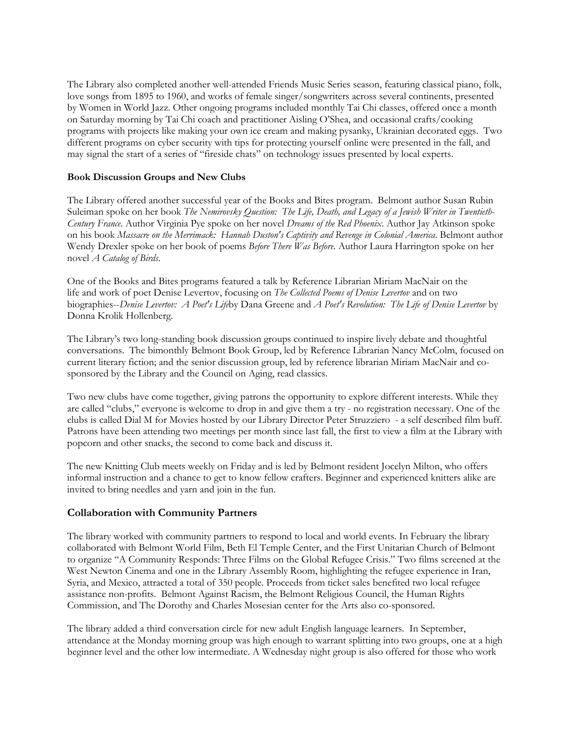The Library also completed another well-attended Friends Music Series season, featuring classical piano, folk, love songs from 1895 to 1960, and works of female singer/songwriters across several continents, presented by Women in World Jazz. Other ongoing programs included monthly Tai Chi classes, offered once a month on Saturday morning by Tai Chi coach and practitioner Aisling O'Shea, and occasional crafts/cooking programs with projects like making your own ice cream and making pysanky, Ukrainian decorated eggs. Two different programs on cyber security with tips for protecting yourself online were presented in the fall, and may signal the start of a series of "fireside chats" on technology issues presented by local experts.

**Book Discussion Groups and New Clubs**

The Library offered another successful year of the Books and Bites program. Belmont author Susan Rubin Suleiman spoke on her book *The Nemirovsky Question: The Life, Death, and Legacy of a Jewish Writer in Twentieth-Century France*. Author Virginia Pye spoke on her novel *Dreams of the Red Phoenix*. Author Jay Atkinson spoke on his book *Massacre on the Merrimack: Hannah Duston's Captivity and Revenge in Colonial America*. Belmont author Wendy Drexler spoke on her book of poems *Before There Was Before*. Author Laura Harrington spoke on her novel *A Catalog of Birds*.

One of the Books and Bites programs featured a talk by Reference Librarian Miriam MacNair on the life and work of poet Denise Levertov, focusing on *The Collected Poems of Denise Levertov* and on two biographies--*Denise Levertov: A Poet's Life*by Dana Greene and *A Poet's Revolution: The Life of Denise Levertov* by Donna Krolik Hollenberg.

The Library's two long-standing book discussion groups continued to inspire lively debate and thoughtful conversations. The bimonthly Belmont Book Group, led by Reference Librarian Nancy McColm, focused on current literary fiction; and the senior discussion group, led by reference librarian Miriam MacNair and co-sponsored by the Library and the Council on Aging, read classics.

Two new clubs have come together, giving patrons the opportunity to explore different interests. While they are called "clubs," everyone is welcome to drop in and give them a try - no registration necessary. One of the clubs is called Dial M for Movies hosted by our Library Director Peter Struzziero - a self described film buff. Patrons have been attending two meetings per month since last fall, the first to view a film at the Library with popcorn and other snacks, the second to come back and discuss it.

The new Knitting Club meets weekly on Friday and is led by Belmont resident Jocelyn Milton, who offers informal instruction and a chance to get to know fellow crafters. Beginner and experienced knitters alike are invited to bring needles and yarn and join in the fun.

## Collaboration with Community Partners

The library worked with community partners to respond to local and world events. In February the library collaborated with Belmont World Film, Beth El Temple Center, and the First Unitarian Church of Belmont to organize "A Community Responds: Three Films on the Global Refugee Crisis." Two films screened at the West Newton Cinema and one in the Library Assembly Room, highlighting the refugee experience in Iran, Syria, and Mexico, attracted a total of 350 people. Proceeds from ticket sales benefited two local refugee assistance non-profits. Belmont Against Racism, the Belmont Religious Council, the Human Rights Commission, and The Dorothy and Charles Mosesian center for the Arts also co-sponsored.

The library added a third conversation circle for new adult English language learners. In September, attendance at the Monday morning group was high enough to warrant splitting into two groups, one at a high beginner level and the other low intermediate. A Wednesday night group is also offered for those who work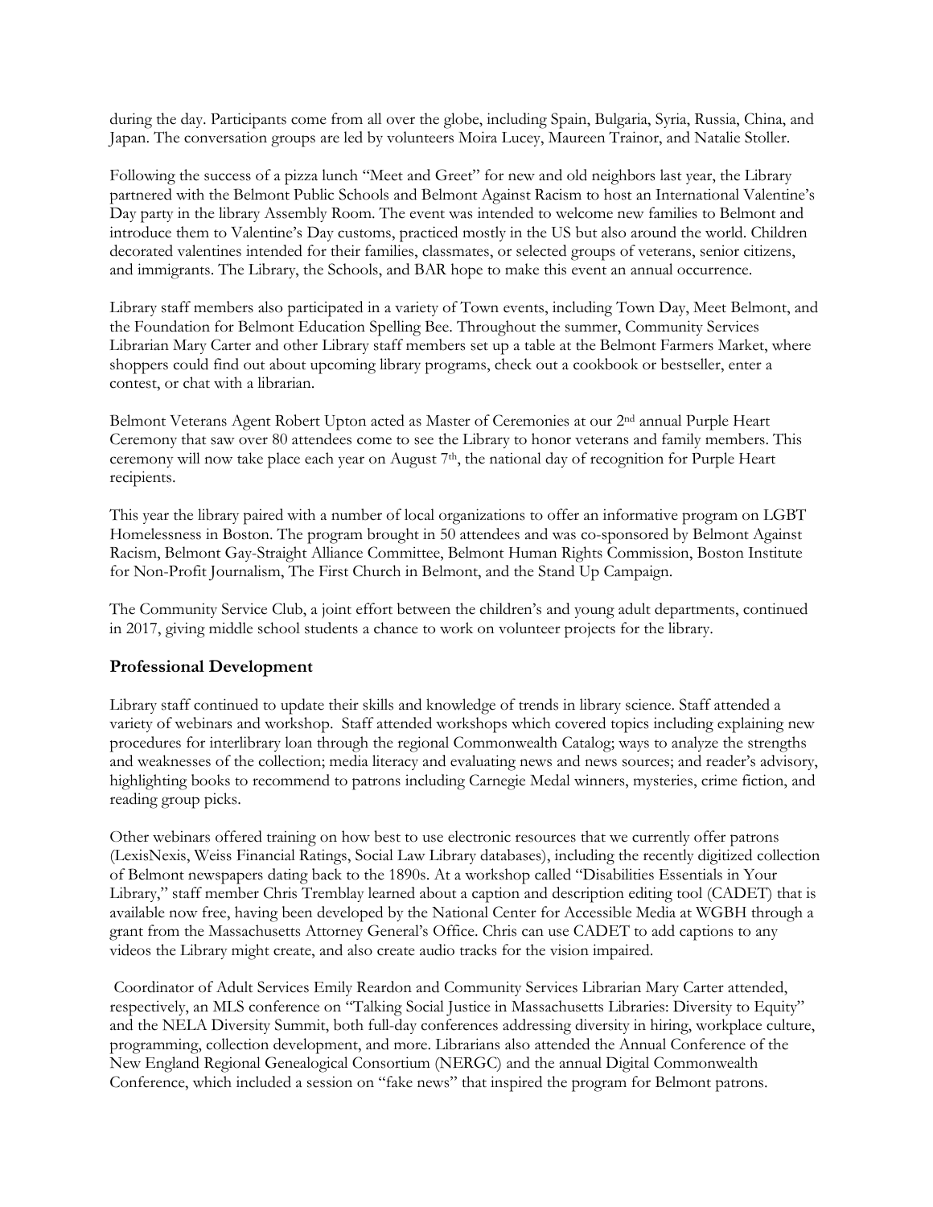during the day. Participants come from all over the globe, including Spain, Bulgaria, Syria, Russia, China, and Japan. The conversation groups are led by volunteers Moira Lucey, Maureen Trainor, and Natalie Stoller.

Following the success of a pizza lunch "Meet and Greet" for new and old neighbors last year, the Library partnered with the Belmont Public Schools and Belmont Against Racism to host an International Valentine's Day party in the library Assembly Room. The event was intended to welcome new families to Belmont and introduce them to Valentine's Day customs, practiced mostly in the US but also around the world. Children decorated valentines intended for their families, classmates, or selected groups of veterans, senior citizens, and immigrants. The Library, the Schools, and BAR hope to make this event an annual occurrence.

Library staff members also participated in a variety of Town events, including Town Day, Meet Belmont, and the Foundation for Belmont Education Spelling Bee. Throughout the summer, Community Services Librarian Mary Carter and other Library staff members set up a table at the Belmont Farmers Market, where shoppers could find out about upcoming library programs, check out a cookbook or bestseller, enter a contest, or chat with a librarian.

Belmont Veterans Agent Robert Upton acted as Master of Ceremonies at our 2nd annual Purple Heart Ceremony that saw over 80 attendees come to see the Library to honor veterans and family members. This ceremony will now take place each year on August 7th, the national day of recognition for Purple Heart recipients.

This year the library paired with a number of local organizations to offer an informative program on LGBT Homelessness in Boston. The program brought in 50 attendees and was co-sponsored by Belmont Against Racism, Belmont Gay-Straight Alliance Committee, Belmont Human Rights Commission, Boston Institute for Non-Profit Journalism, The First Church in Belmont, and the Stand Up Campaign.

The Community Service Club, a joint effort between the children's and young adult departments, continued in 2017, giving middle school students a chance to work on volunteer projects for the library.

## Professional Development

Library staff continued to update their skills and knowledge of trends in library science. Staff attended a variety of webinars and workshop. Staff attended workshops which covered topics including explaining new procedures for interlibrary loan through the regional Commonwealth Catalog; ways to analyze the strengths and weaknesses of the collection; media literacy and evaluating news and news sources; and reader's advisory, highlighting books to recommend to patrons including Carnegie Medal winners, mysteries, crime fiction, and reading group picks.

Other webinars offered training on how best to use electronic resources that we currently offer patrons (LexisNexis, Weiss Financial Ratings, Social Law Library databases), including the recently digitized collection of Belmont newspapers dating back to the 1890s. At a workshop called "Disabilities Essentials in Your Library," staff member Chris Tremblay learned about a caption and description editing tool (CADET) that is available now free, having been developed by the National Center for Accessible Media at WGBH through a grant from the Massachusetts Attorney General's Office. Chris can use CADET to add captions to any videos the Library might create, and also create audio tracks for the vision impaired.

Coordinator of Adult Services Emily Reardon and Community Services Librarian Mary Carter attended, respectively, an MLS conference on "Talking Social Justice in Massachusetts Libraries: Diversity to Equity" and the NELA Diversity Summit, both full-day conferences addressing diversity in hiring, workplace culture, programming, collection development, and more. Librarians also attended the Annual Conference of the New England Regional Genealogical Consortium (NERGC) and the annual Digital Commonwealth Conference, which included a session on "fake news" that inspired the program for Belmont patrons.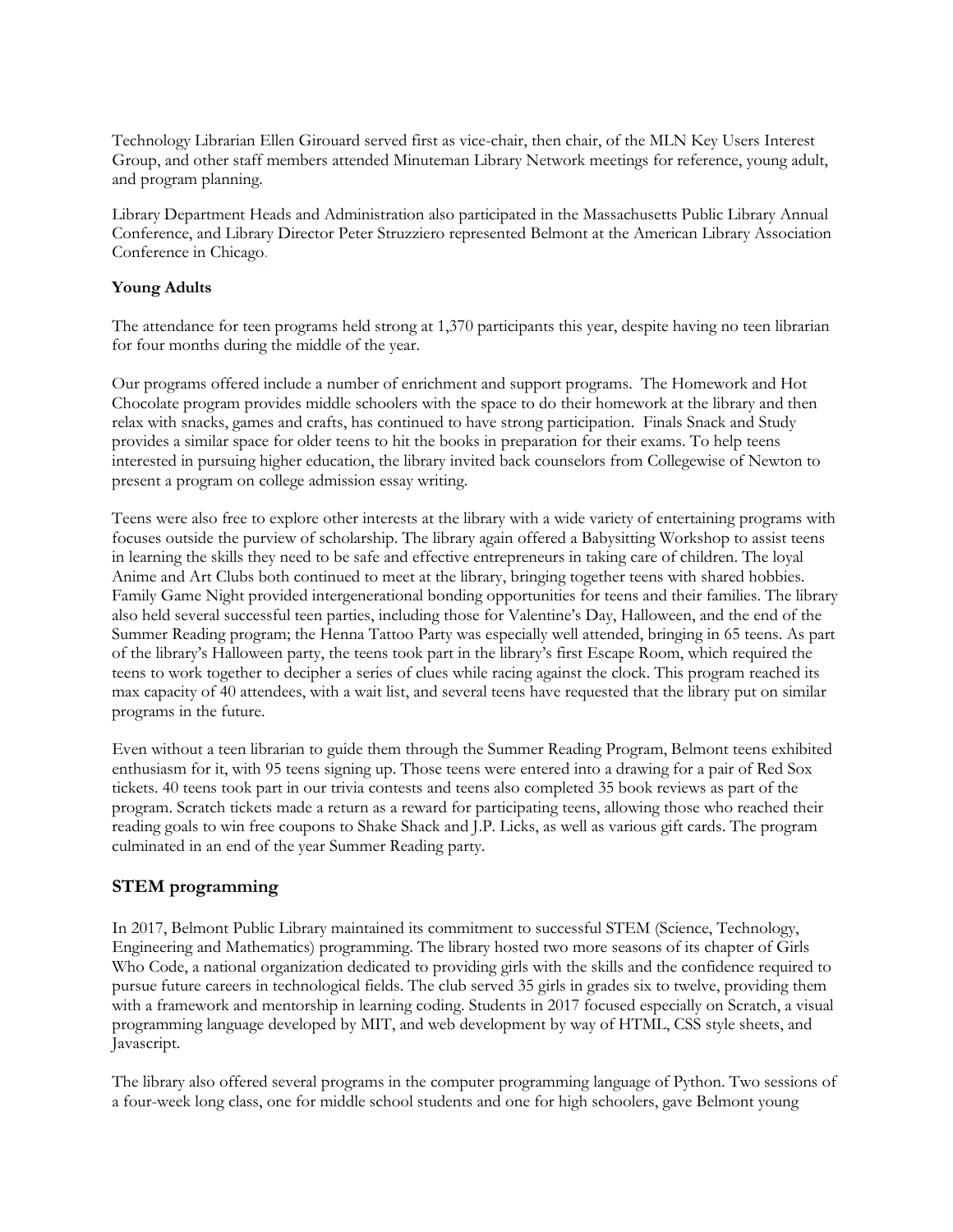Technology Librarian Ellen Girouard served first as vice-chair, then chair, of the MLN Key Users Interest Group, and other staff members attended Minuteman Library Network meetings for reference, young adult, and program planning.

Library Department Heads and Administration also participated in the Massachusetts Public Library Annual Conference, and Library Director Peter Struzziero represented Belmont at the American Library Association Conference in Chicago.

**Young Adults**

The attendance for teen programs held strong at 1,370 participants this year, despite having no teen librarian for four months during the middle of the year.

Our programs offered include a number of enrichment and support programs. The Homework and Hot Chocolate program provides middle schoolers with the space to do their homework at the library and then relax with snacks, games and crafts, has continued to have strong participation. Finals Snack and Study provides a similar space for older teens to hit the books in preparation for their exams. To help teens interested in pursuing higher education, the library invited back counselors from Collegewise of Newton to present a program on college admission essay writing.

Teens were also free to explore other interests at the library with a wide variety of entertaining programs with focuses outside the purview of scholarship. The library again offered a Babysitting Workshop to assist teens in learning the skills they need to be safe and effective entrepreneurs in taking care of children. The loyal Anime and Art Clubs both continued to meet at the library, bringing together teens with shared hobbies. Family Game Night provided intergenerational bonding opportunities for teens and their families. The library also held several successful teen parties, including those for Valentine's Day, Halloween, and the end of the Summer Reading program; the Henna Tattoo Party was especially well attended, bringing in 65 teens. As part of the library's Halloween party, the teens took part in the library's first Escape Room, which required the teens to work together to decipher a series of clues while racing against the clock. This program reached its max capacity of 40 attendees, with a wait list, and several teens have requested that the library put on similar programs in the future.

Even without a teen librarian to guide them through the Summer Reading Program, Belmont teens exhibited enthusiasm for it, with 95 teens signing up. Those teens were entered into a drawing for a pair of Red Sox tickets. 40 teens took part in our trivia contests and teens also completed 35 book reviews as part of the program. Scratch tickets made a return as a reward for participating teens, allowing those who reached their reading goals to win free coupons to Shake Shack and J.P. Licks, as well as various gift cards. The program culminated in an end of the year Summer Reading party.

## STEM programming

In 2017, Belmont Public Library maintained its commitment to successful STEM (Science, Technology, Engineering and Mathematics) programming. The library hosted two more seasons of its chapter of Girls Who Code, a national organization dedicated to providing girls with the skills and the confidence required to pursue future careers in technological fields. The club served 35 girls in grades six to twelve, providing them with a framework and mentorship in learning coding. Students in 2017 focused especially on Scratch, a visual programming language developed by MIT, and web development by way of HTML, CSS style sheets, and Javascript.

The library also offered several programs in the computer programming language of Python. Two sessions of a four-week long class, one for middle school students and one for high schoolers, gave Belmont young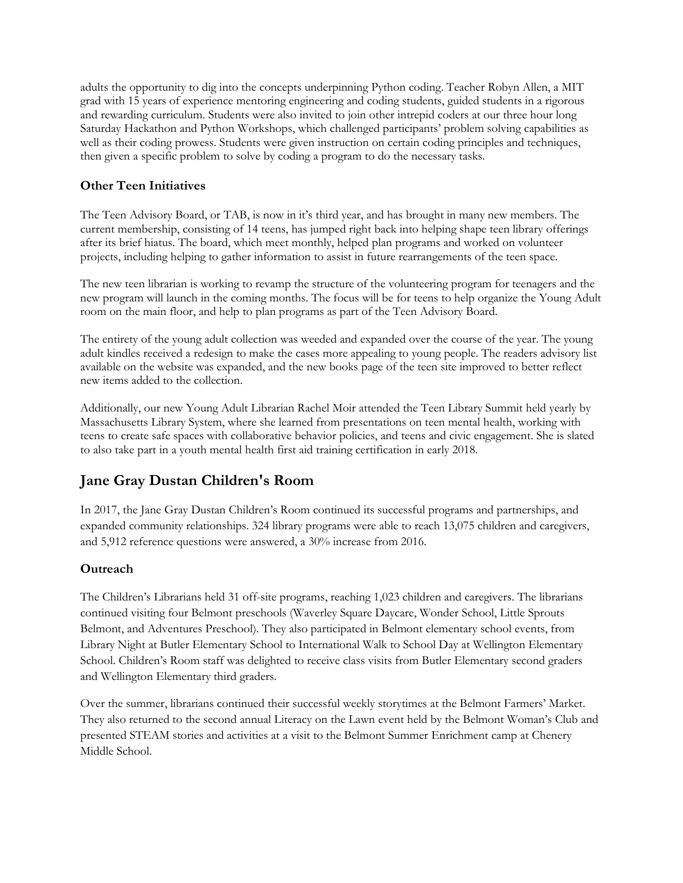adults the opportunity to dig into the concepts underpinning Python coding. Teacher Robyn Allen, a MIT grad with 15 years of experience mentoring engineering and coding students, guided students in a rigorous and rewarding curriculum. Students were also invited to join other intrepid coders at our three hour long Saturday Hackathon and Python Workshops, which challenged participants' problem solving capabilities as well as their coding prowess. Students were given instruction on certain coding principles and techniques, then given a specific problem to solve by coding a program to do the necessary tasks.

### Other Teen Initiatives

The Teen Advisory Board, or TAB, is now in it's third year, and has brought in many new members. The current membership, consisting of 14 teens, has jumped right back into helping shape teen library offerings after its brief hiatus. The board, which meet monthly, helped plan programs and worked on volunteer projects, including helping to gather information to assist in future rearrangements of the teen space.

The new teen librarian is working to revamp the structure of the volunteering program for teenagers and the new program will launch in the coming months. The focus will be for teens to help organize the Young Adult room on the main floor, and help to plan programs as part of the Teen Advisory Board.

The entirety of the young adult collection was weeded and expanded over the course of the year. The young adult kindles received a redesign to make the cases more appealing to young people. The readers advisory list available on the website was expanded, and the new books page of the teen site improved to better reflect new items added to the collection.

Additionally, our new Young Adult Librarian Rachel Moir attended the Teen Library Summit held yearly by Massachusetts Library System, where she learned from presentations on teen mental health, working with teens to create safe spaces with collaborative behavior policies, and teens and civic engagement. She is slated to also take part in a youth mental health first aid training certification in early 2018.

## Jane Gray Dustan Children's Room

In 2017, the Jane Gray Dustan Children's Room continued its successful programs and partnerships, and expanded community relationships. 324 library programs were able to reach 13,075 children and caregivers, and 5,912 reference questions were answered, a 30% increase from 2016.

### Outreach

The Children's Librarians held 31 off-site programs, reaching 1,023 children and caregivers. The librarians continued visiting four Belmont preschools (Waverley Square Daycare, Wonder School, Little Sprouts Belmont, and Adventures Preschool). They also participated in Belmont elementary school events, from Library Night at Butler Elementary School to International Walk to School Day at Wellington Elementary School. Children's Room staff was delighted to receive class visits from Butler Elementary second graders and Wellington Elementary third graders.

Over the summer, librarians continued their successful weekly storytimes at the Belmont Farmers' Market. They also returned to the second annual Literacy on the Lawn event held by the Belmont Woman's Club and presented STEAM stories and activities at a visit to the Belmont Summer Enrichment camp at Chenery Middle School.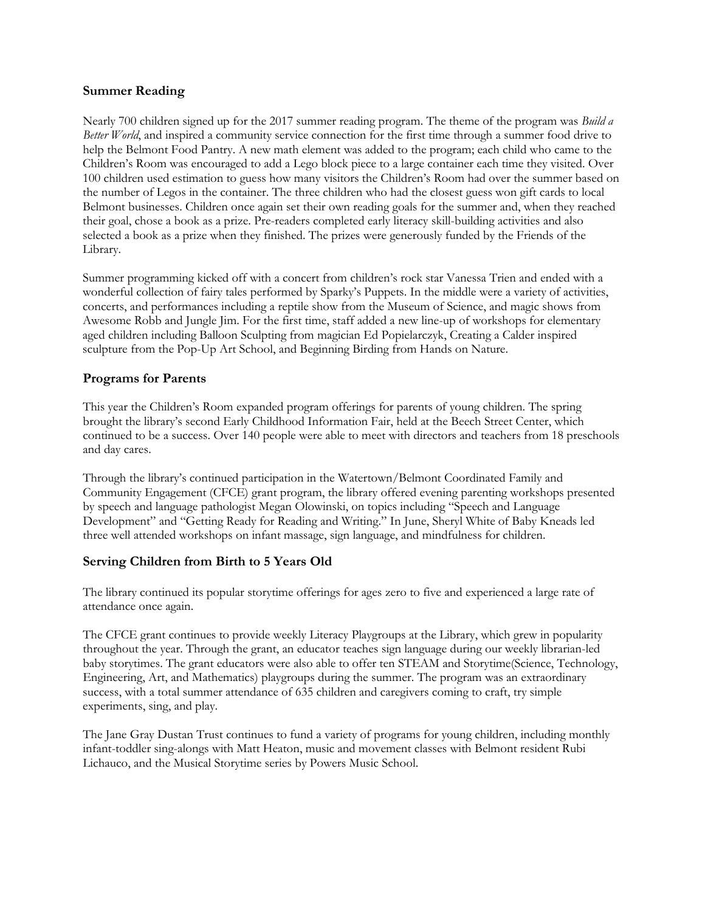## Summer Reading

Nearly 700 children signed up for the 2017 summer reading program. The theme of the program was *Build a Better World*, and inspired a community service connection for the first time through a summer food drive to help the Belmont Food Pantry. A new math element was added to the program; each child who came to the Children's Room was encouraged to add a Lego block piece to a large container each time they visited. Over 100 children used estimation to guess how many visitors the Children's Room had over the summer based on the number of Legos in the container. The three children who had the closest guess won gift cards to local Belmont businesses. Children once again set their own reading goals for the summer and, when they reached their goal, chose a book as a prize. Pre-readers completed early literacy skill-building activities and also selected a book as a prize when they finished. The prizes were generously funded by the Friends of the Library.

Summer programming kicked off with a concert from children's rock star Vanessa Trien and ended with a wonderful collection of fairy tales performed by Sparky's Puppets. In the middle were a variety of activities, concerts, and performances including a reptile show from the Museum of Science, and magic shows from Awesome Robb and Jungle Jim. For the first time, staff added a new line-up of workshops for elementary aged children including Balloon Sculpting from magician Ed Popielarczyk, Creating a Calder inspired sculpture from the Pop-Up Art School, and Beginning Birding from Hands on Nature.

## Programs for Parents

This year the Children's Room expanded program offerings for parents of young children. The spring brought the library's second Early Childhood Information Fair, held at the Beech Street Center, which continued to be a success. Over 140 people were able to meet with directors and teachers from 18 preschools and day cares.

Through the library's continued participation in the Watertown/Belmont Coordinated Family and Community Engagement (CFCE) grant program, the library offered evening parenting workshops presented by speech and language pathologist Megan Olowinski, on topics including "Speech and Language Development" and "Getting Ready for Reading and Writing." In June, Sheryl White of Baby Kneads led three well attended workshops on infant massage, sign language, and mindfulness for children.

## Serving Children from Birth to 5 Years Old

The library continued its popular storytime offerings for ages zero to five and experienced a large rate of attendance once again.

The CFCE grant continues to provide weekly Literacy Playgroups at the Library, which grew in popularity throughout the year. Through the grant, an educator teaches sign language during our weekly librarian-led baby storytimes. The grant educators were also able to offer ten STEAM and Storytime(Science, Technology, Engineering, Art, and Mathematics) playgroups during the summer. The program was an extraordinary success, with a total summer attendance of 635 children and caregivers coming to craft, try simple experiments, sing, and play.

The Jane Gray Dustan Trust continues to fund a variety of programs for young children, including monthly infant-toddler sing-alongs with Matt Heaton, music and movement classes with Belmont resident Rubi Lichauco, and the Musical Storytime series by Powers Music School.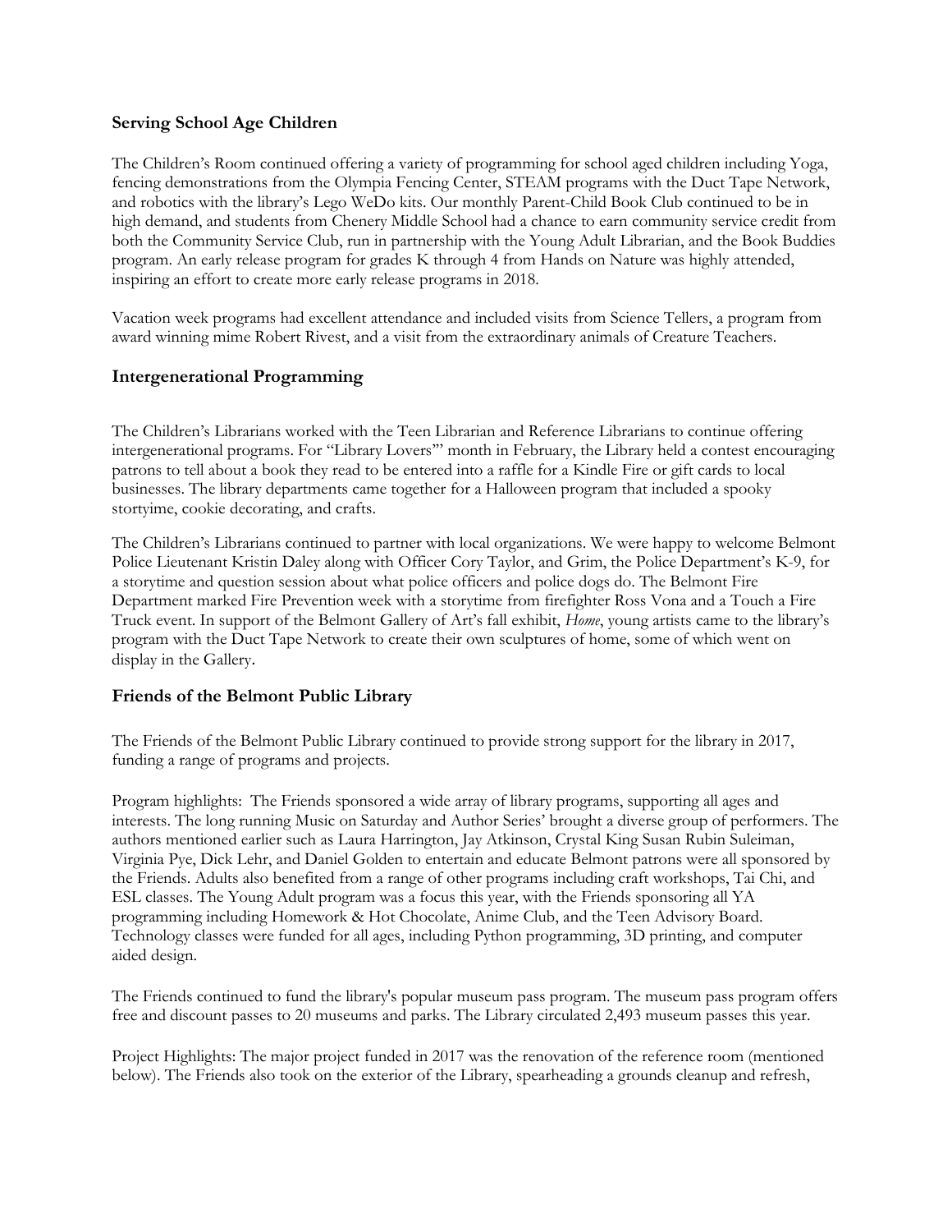### Serving School Age Children

The Children's Room continued offering a variety of programming for school aged children including Yoga, fencing demonstrations from the Olympia Fencing Center, STEAM programs with the Duct Tape Network, and robotics with the library's Lego WeDo kits. Our monthly Parent-Child Book Club continued to be in high demand, and students from Chenery Middle School had a chance to earn community service credit from both the Community Service Club, run in partnership with the Young Adult Librarian, and the Book Buddies program. An early release program for grades K through 4 from Hands on Nature was highly attended, inspiring an effort to create more early release programs in 2018.

Vacation week programs had excellent attendance and included visits from Science Tellers, a program from award winning mime Robert Rivest, and a visit from the extraordinary animals of Creature Teachers.

### Intergenerational Programming

The Children's Librarians worked with the Teen Librarian and Reference Librarians to continue offering intergenerational programs. For "Library Lovers'" month in February, the Library held a contest encouraging patrons to tell about a book they read to be entered into a raffle for a Kindle Fire or gift cards to local businesses. The library departments came together for a Halloween program that included a spooky storytime, cookie decorating, and crafts.

The Children's Librarians continued to partner with local organizations. We were happy to welcome Belmont Police Lieutenant Kristin Daley along with Officer Cory Taylor, and Grim, the Police Department's K-9, for a storytime and question session about what police officers and police dogs do. The Belmont Fire Department marked Fire Prevention week with a storytime from firefighter Ross Vona and a Touch a Fire Truck event. In support of the Belmont Gallery of Art's fall exhibit, *Home*, young artists came to the library's program with the Duct Tape Network to create their own sculptures of home, some of which went on display in the Gallery.

### Friends of the Belmont Public Library

The Friends of the Belmont Public Library continued to provide strong support for the library in 2017, funding a range of programs and projects.

Program highlights: The Friends sponsored a wide array of library programs, supporting all ages and interests. The long running Music on Saturday and Author Series' brought a diverse group of performers. The authors mentioned earlier such as Laura Harrington, Jay Atkinson, Crystal King Susan Rubin Suleiman, Virginia Pye, Dick Lehr, and Daniel Golden to entertain and educate Belmont patrons were all sponsored by the Friends. Adults also benefited from a range of other programs including craft workshops, Tai Chi, and ESL classes. The Young Adult program was a focus this year, with the Friends sponsoring all YA programming including Homework & Hot Chocolate, Anime Club, and the Teen Advisory Board. Technology classes were funded for all ages, including Python programming, 3D printing, and computer aided design.

The Friends continued to fund the library's popular museum pass program. The museum pass program offers free and discount passes to 20 museums and parks. The Library circulated 2,493 museum passes this year.

Project Highlights: The major project funded in 2017 was the renovation of the reference room (mentioned below). The Friends also took on the exterior of the Library, spearheading a grounds cleanup and refresh,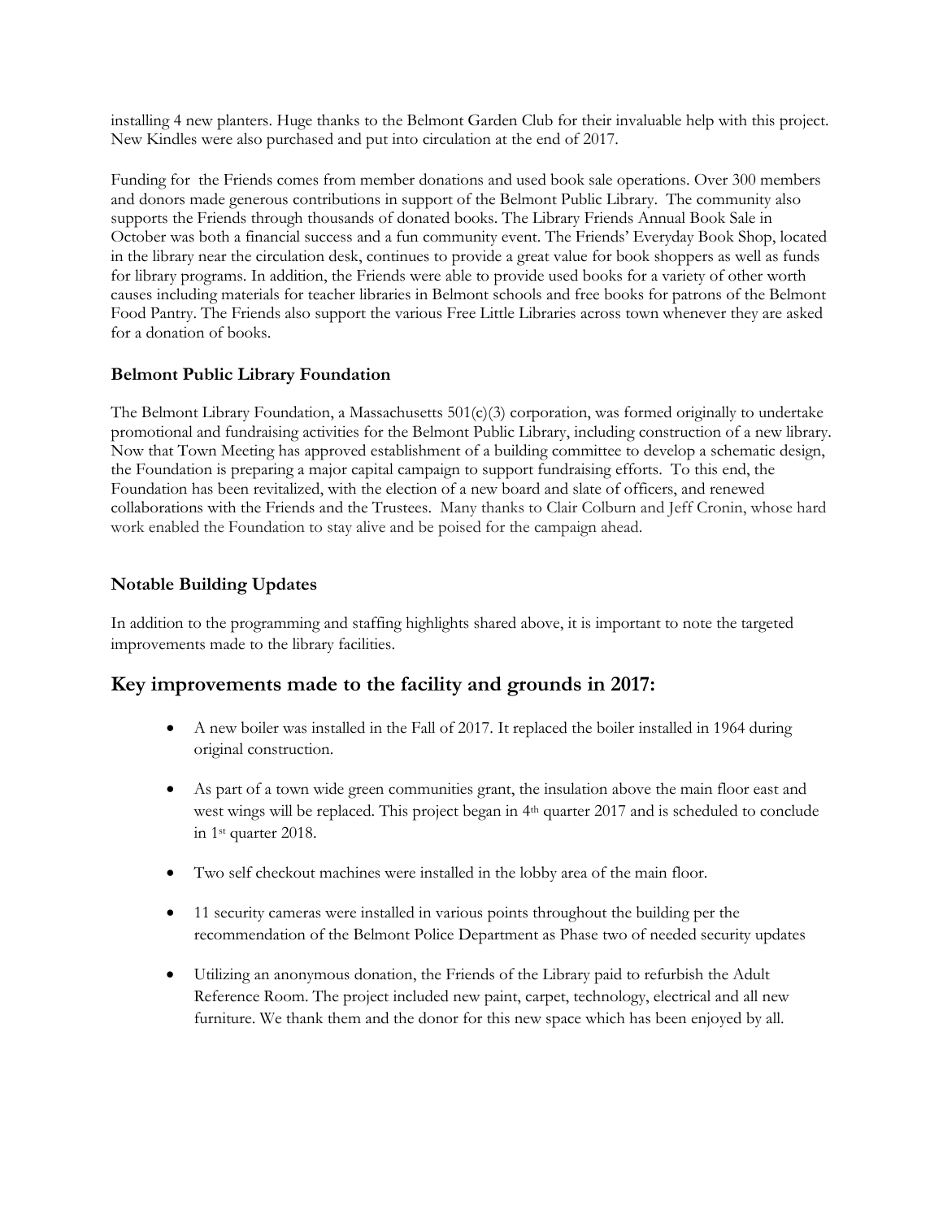installing 4 new planters. Huge thanks to the Belmont Garden Club for their invaluable help with this project. New Kindles were also purchased and put into circulation at the end of 2017.

Funding for the Friends comes from member donations and used book sale operations. Over 300 members and donors made generous contributions in support of the Belmont Public Library. The community also supports the Friends through thousands of donated books. The Library Friends Annual Book Sale in October was both a financial success and a fun community event. The Friends' Everyday Book Shop, located in the library near the circulation desk, continues to provide a great value for book shoppers as well as funds for library programs. In addition, the Friends were able to provide used books for a variety of other worth causes including materials for teacher libraries in Belmont schools and free books for patrons of the Belmont Food Pantry. The Friends also support the various Free Little Libraries across town whenever they are asked for a donation of books.

### Belmont Public Library Foundation

The Belmont Library Foundation, a Massachusetts 501(c)(3) corporation, was formed originally to undertake promotional and fundraising activities for the Belmont Public Library, including construction of a new library. Now that Town Meeting has approved establishment of a building committee to develop a schematic design, the Foundation is preparing a major capital campaign to support fundraising efforts. To this end, the Foundation has been revitalized, with the election of a new board and slate of officers, and renewed collaborations with the Friends and the Trustees. Many thanks to Clair Colburn and Jeff Cronin, whose hard work enabled the Foundation to stay alive and be poised for the campaign ahead.

### Notable Building Updates

In addition to the programming and staffing highlights shared above, it is important to note the targeted improvements made to the library facilities.

## Key improvements made to the facility and grounds in 2017:

- A new boiler was installed in the Fall of 2017. It replaced the boiler installed in 1964 during original construction.
- As part of a town wide green communities grant, the insulation above the main floor east and west wings will be replaced. This project began in 4th quarter 2017 and is scheduled to conclude in 1st quarter 2018.
- Two self checkout machines were installed in the lobby area of the main floor.
- 11 security cameras were installed in various points throughout the building per the recommendation of the Belmont Police Department as Phase two of needed security updates
- Utilizing an anonymous donation, the Friends of the Library paid to refurbish the Adult Reference Room. The project included new paint, carpet, technology, electrical and all new furniture. We thank them and the donor for this new space which has been enjoyed by all.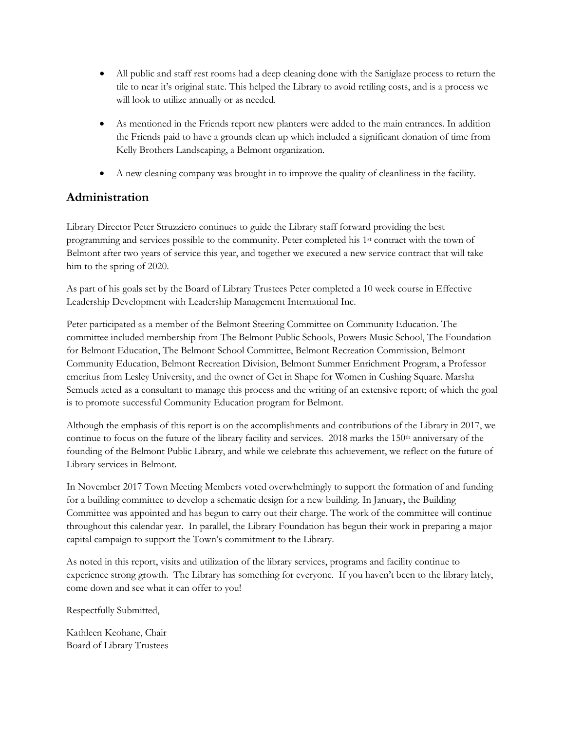- All public and staff rest rooms had a deep cleaning done with the Saniglaze process to return the tile to near it's original state. This helped the Library to avoid retiling costs, and is a process we will look to utilize annually or as needed.

- As mentioned in the Friends report new planters were added to the main entrances. In addition the Friends paid to have a grounds clean up which included a significant donation of time from Kelly Brothers Landscaping, a Belmont organization.

- A new cleaning company was brought in to improve the quality of cleanliness in the facility.

## Administration

Library Director Peter Struzziero continues to guide the Library staff forward providing the best programming and services possible to the community. Peter completed his 1st contract with the town of Belmont after two years of service this year, and together we executed a new service contract that will take him to the spring of 2020.

As part of his goals set by the Board of Library Trustees Peter completed a 10 week course in Effective Leadership Development with Leadership Management International Inc.

Peter participated as a member of the Belmont Steering Committee on Community Education. The committee included membership from The Belmont Public Schools, Powers Music School, The Foundation for Belmont Education, The Belmont School Committee, Belmont Recreation Commission, Belmont Community Education, Belmont Recreation Division, Belmont Summer Enrichment Program, a Professor emeritus from Lesley University, and the owner of Get in Shape for Women in Cushing Square. Marsha Semuels acted as a consultant to manage this process and the writing of an extensive report; of which the goal is to promote successful Community Education program for Belmont.

Although the emphasis of this report is on the accomplishments and contributions of the Library in 2017, we continue to focus on the future of the library facility and services. 2018 marks the 150th anniversary of the founding of the Belmont Public Library, and while we celebrate this achievement, we reflect on the future of Library services in Belmont.

In November 2017 Town Meeting Members voted overwhelmingly to support the formation of and funding for a building committee to develop a schematic design for a new building. In January, the Building Committee was appointed and has begun to carry out their charge. The work of the committee will continue throughout this calendar year. In parallel, the Library Foundation has begun their work in preparing a major capital campaign to support the Town's commitment to the Library.

As noted in this report, visits and utilization of the library services, programs and facility continue to experience strong growth. The Library has something for everyone. If you haven't been to the library lately, come down and see what it can offer to you!

Respectfully Submitted,

Kathleen Keohane, Chair
Board of Library Trustees